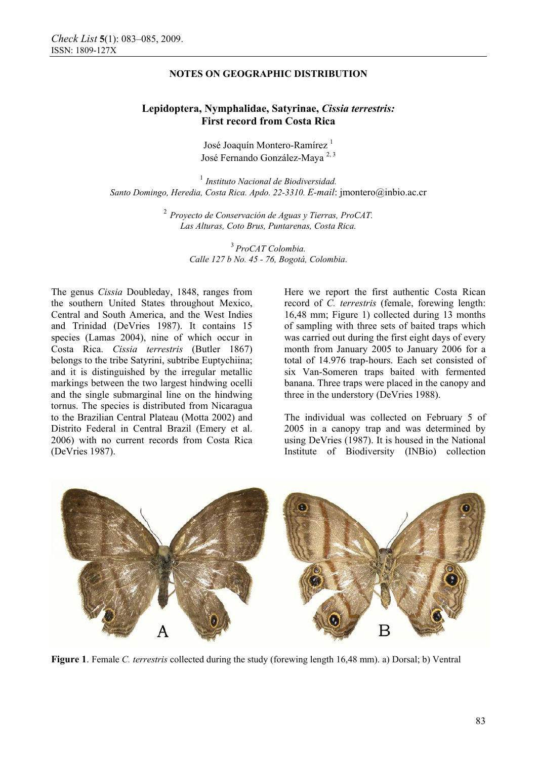**NOTES ON GEOGRAPHIC DISTRIBUTION**

# Lepidoptera, Nymphalidae, Satyrinae, *Cissia terrestris*: First record from Costa Rica

José Joaquín Montero-Ramírez [1]
José Fernando González-Maya [2, 3]

[1] *Instituto Nacional de Biodiversidad. Santo Domingo, Heredia, Costa Rica. Apdo. 22-3310. E-mail*: jmontero@inbio.ac.cr

[2] *Proyecto de Conservación de Aguas y Tierras, ProCAT. Las Alturas, Coto Brus, Puntarenas, Costa Rica.*

[3] *ProCAT Colombia. Calle 127 b No. 45 - 76, Bogotá, Colombia.*

The genus *Cissia* Doubleday, 1848, ranges from the southern United States throughout Mexico, Central and South America, and the West Indies and Trinidad (DeVries 1987). It contains 15 species (Lamas 2004), nine of which occur in Costa Rica. *Cissia terrestris* (Butler 1867) belongs to the tribe Satyrini, subtribe Euptychiina; and it is distinguished by the irregular metallic markings between the two largest hindwing ocelli and the single submarginal line on the hindwing tornus. The species is distributed from Nicaragua to the Brazilian Central Plateau (Motta 2002) and Distrito Federal in Central Brazil (Emery et al. 2006) with no current records from Costa Rica (DeVries 1987).

Here we report the first authentic Costa Rican record of *C. terrestris* (female, forewing length: 16,48 mm; Figure 1) collected during 13 months of sampling with three sets of baited traps which was carried out during the first eight days of every month from January 2005 to January 2006 for a total of 14.976 trap-hours. Each set consisted of six Van-Someren traps baited with fermented banana. Three traps were placed in the canopy and three in the understory (DeVries 1988).

The individual was collected on February 5 of 2005 in a canopy trap and was determined by using DeVries (1987). It is housed in the National Institute of Biodiversity (INBio) collection

**Figure 1**. Female *C. terrestris* collected during the study (forewing length 16,48 mm). a) Dorsal; b) Ventral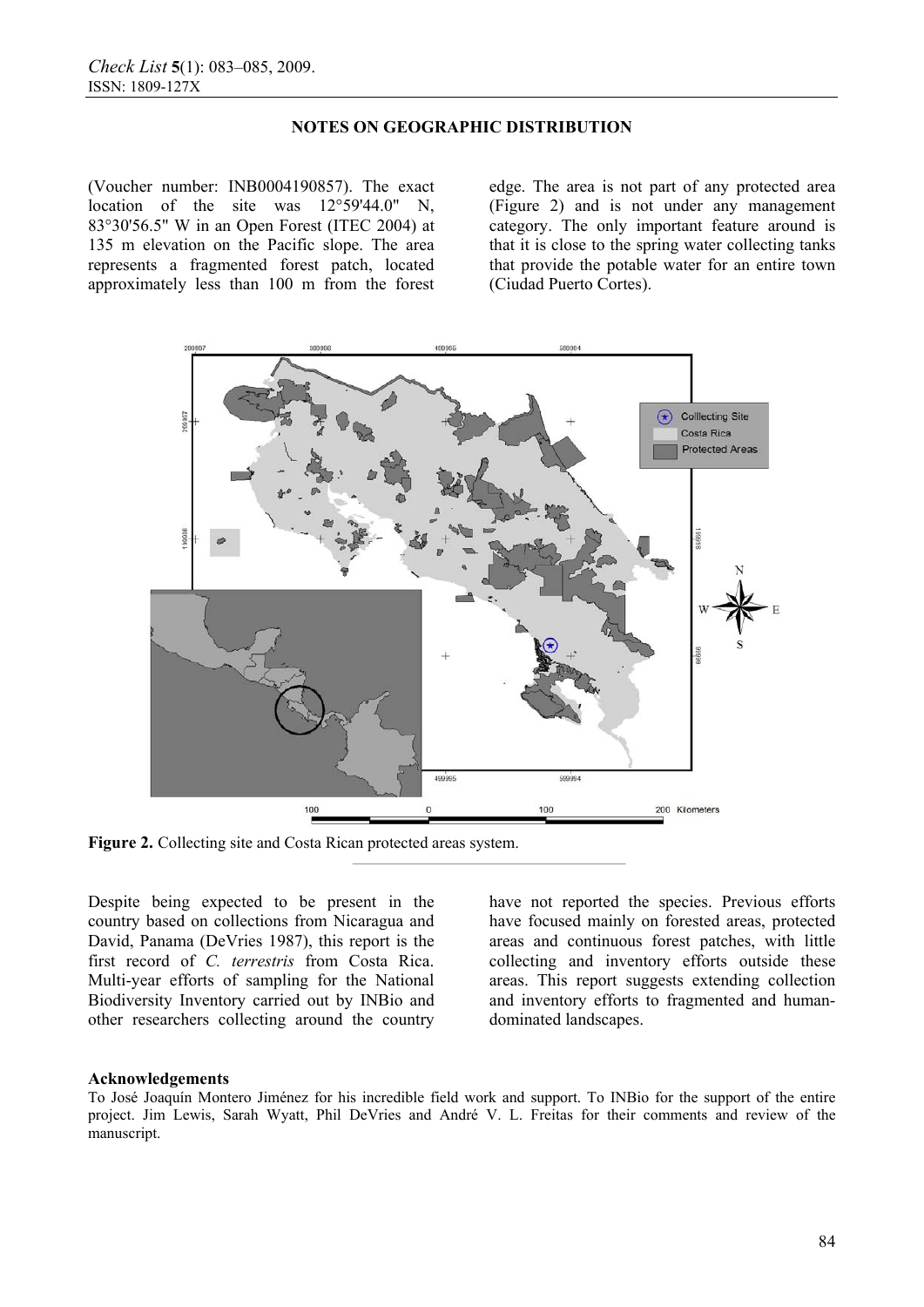(Voucher number: INB0004190857). The exact location of the site was 12°59'44.0" N, 83°30'56.5" W in an Open Forest (ITEC 2004) at 135 m elevation on the Pacific slope. The area represents a fragmented forest patch, located approximately less than 100 m from the forest edge. The area is not part of any protected area (Figure 2) and is not under any management category. The only important feature around is that it is close to the spring water collecting tanks that provide the potable water for an entire town (Ciudad Puerto Cortes).

**Figure 2.** Collecting site and Costa Rican protected areas system.

Despite being expected to be present in the country based on collections from Nicaragua and David, Panama (DeVries 1987), this report is the first record of *C. terrestris* from Costa Rica. Multi-year efforts of sampling for the National Biodiversity Inventory carried out by INBio and other researchers collecting around the country have not reported the species. Previous efforts have focused mainly on forested areas, protected areas and continuous forest patches, with little collecting and inventory efforts outside these areas. This report suggests extending collection and inventory efforts to fragmented and human-dominated landscapes.

**Acknowledgements**

To José Joaquín Montero Jiménez for his incredible field work and support. To INBio for the support of the entire project. Jim Lewis, Sarah Wyatt, Phil DeVries and André V. L. Freitas for their comments and review of the manuscript.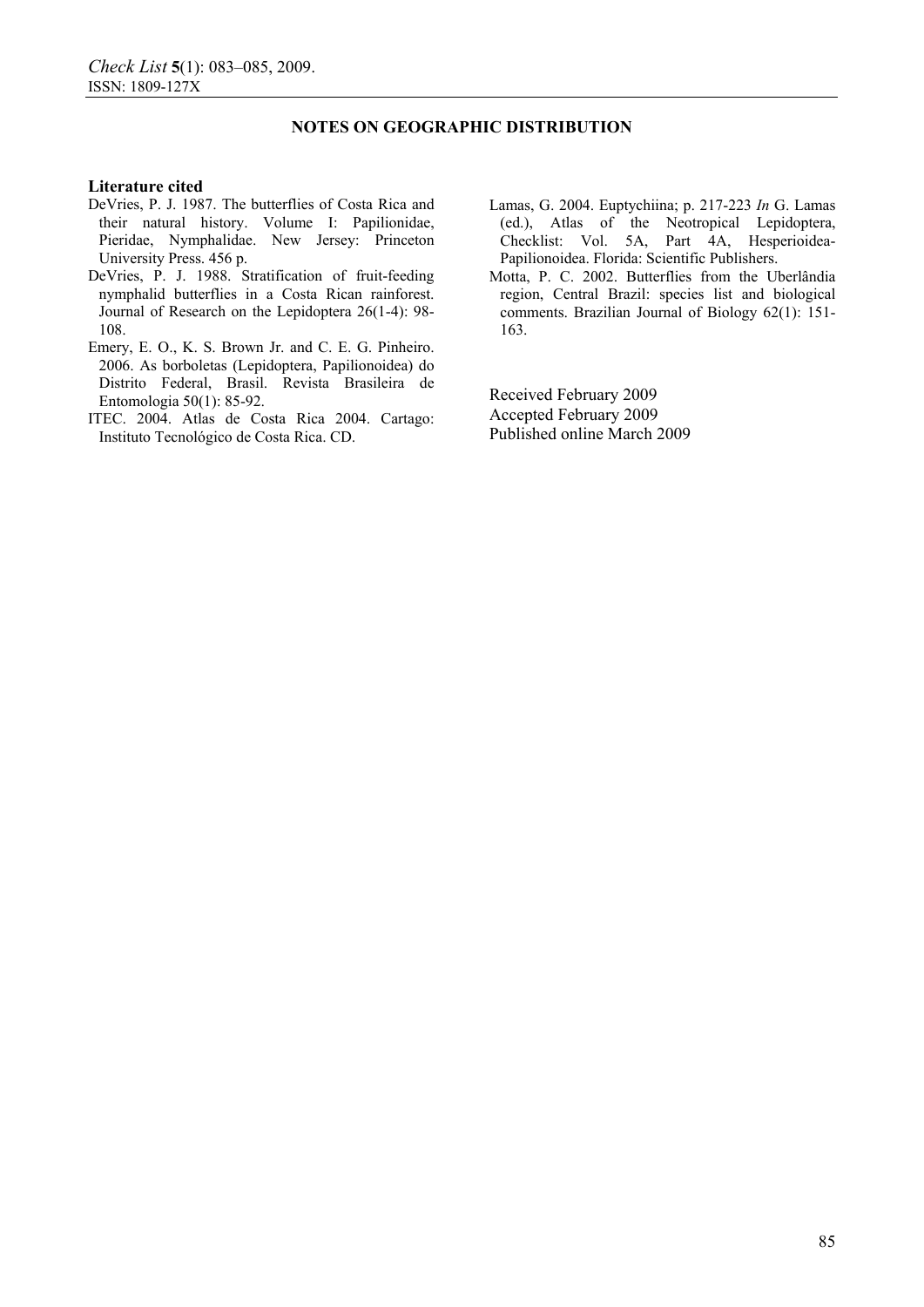## NOTES ON GEOGRAPHIC DISTRIBUTION

### Literature cited

DeVries, P. J. 1987. The butterflies of Costa Rica and their natural history. Volume I: Papilionidae, Pieridae, Nymphalidae. New Jersey: Princeton University Press. 456 p.

DeVries, P. J. 1988. Stratification of fruit-feeding nymphalid butterflies in a Costa Rican rainforest. Journal of Research on the Lepidoptera 26(1-4): 98-108.

Emery, E. O., K. S. Brown Jr. and C. E. G. Pinheiro. 2006. As borboletas (Lepidoptera, Papilionoidea) do Distrito Federal, Brasil. Revista Brasileira de Entomologia 50(1): 85-92.

ITEC. 2004. Atlas de Costa Rica 2004. Cartago: Instituto Tecnológico de Costa Rica. CD.

Lamas, G. 2004. Euptychiina; p. 217-223 *In* G. Lamas (ed.), Atlas of the Neotropical Lepidoptera, Checklist: Vol. 5A, Part 4A, Hesperioidea-Papilionoidea. Florida: Scientific Publishers.

Motta, P. C. 2002. Butterflies from the Uberlândia region, Central Brazil: species list and biological comments. Brazilian Journal of Biology 62(1): 151-163.

Received February 2009
Accepted February 2009
Published online March 2009